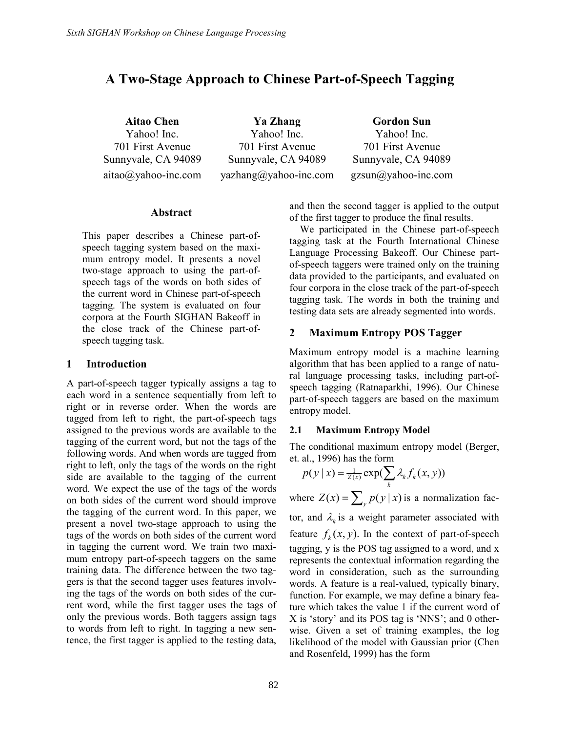# A Two-Stage Approach to Chinese Part-of-Speech Tagging

**Aitao Chen**
Yahoo! Inc.
701 First Avenue
Sunnyvale, CA 94089
aitao@yahoo-inc.com

**Ya Zhang**
Yahoo! Inc.
701 First Avenue
Sunnyvale, CA 94089
yazhang@yahoo-inc.com

**Gordon Sun**
Yahoo! Inc.
701 First Avenue
Sunnyvale, CA 94089
gzsun@yahoo-inc.com

### Abstract

This paper describes a Chinese part-of-speech tagging system based on the maximum entropy model. It presents a novel two-stage approach to using the part-of-speech tags of the words on both sides of the current word in Chinese part-of-speech tagging. The system is evaluated on four corpora at the Fourth SIGHAN Bakeoff in the close track of the Chinese part-of-speech tagging task.

## 1 Introduction

A part-of-speech tagger typically assigns a tag to each word in a sentence sequentially from left to right or in reverse order. When the words are tagged from left to right, the part-of-speech tags assigned to the previous words are available to the tagging of the current word, but not the tags of the following words. And when words are tagged from right to left, only the tags of the words on the right side are available to the tagging of the current word. We expect the use of the tags of the words on both sides of the current word should improve the tagging of the current word. In this paper, we present a novel two-stage approach to using the tags of the words on both sides of the current word in tagging the current word. We train two maximum entropy part-of-speech taggers on the same training data. The difference between the two taggers is that the second tagger uses features involving the tags of the words on both sides of the current word, while the first tagger uses the tags of only the previous words. Both taggers assign tags to words from left to right. In tagging a new sentence, the first tagger is applied to the testing data, and then the second tagger is applied to the output of the first tagger to produce the final results.

We participated in the Chinese part-of-speech tagging task at the Fourth International Chinese Language Processing Bakeoff. Our Chinese part-of-speech taggers were trained only on the training data provided to the participants, and evaluated on four corpora in the close track of the part-of-speech tagging task. The words in both the training and testing data sets are already segmented into words.

## 2 Maximum Entropy POS Tagger

Maximum entropy model is a machine learning algorithm that has been applied to a range of natural language processing tasks, including part-of-speech tagging (Ratnaparkhi, 1996). Our Chinese part-of-speech taggers are based on the maximum entropy model.

### 2.1 Maximum Entropy Model

The conditional maximum entropy model (Berger, et. al., 1996) has the form

$$p(y \mid x) = \frac{1}{Z(x)} \exp(\sum_k \lambda_k f_k(x, y))$$

where $Z(x) = \sum_y p(y \mid x)$ is a normalization factor, and $\lambda_k$ is a weight parameter associated with feature $f_k(x, y)$. In the context of part-of-speech tagging, y is the POS tag assigned to a word, and x represents the contextual information regarding the word in consideration, such as the surrounding words. A feature is a real-valued, typically binary, function. For example, we may define a binary feature which takes the value 1 if the current word of X is 'story' and its POS tag is 'NNS'; and 0 otherwise. Given a set of training examples, the log likelihood of the model with Gaussian prior (Chen and Rosenfeld, 1999) has the form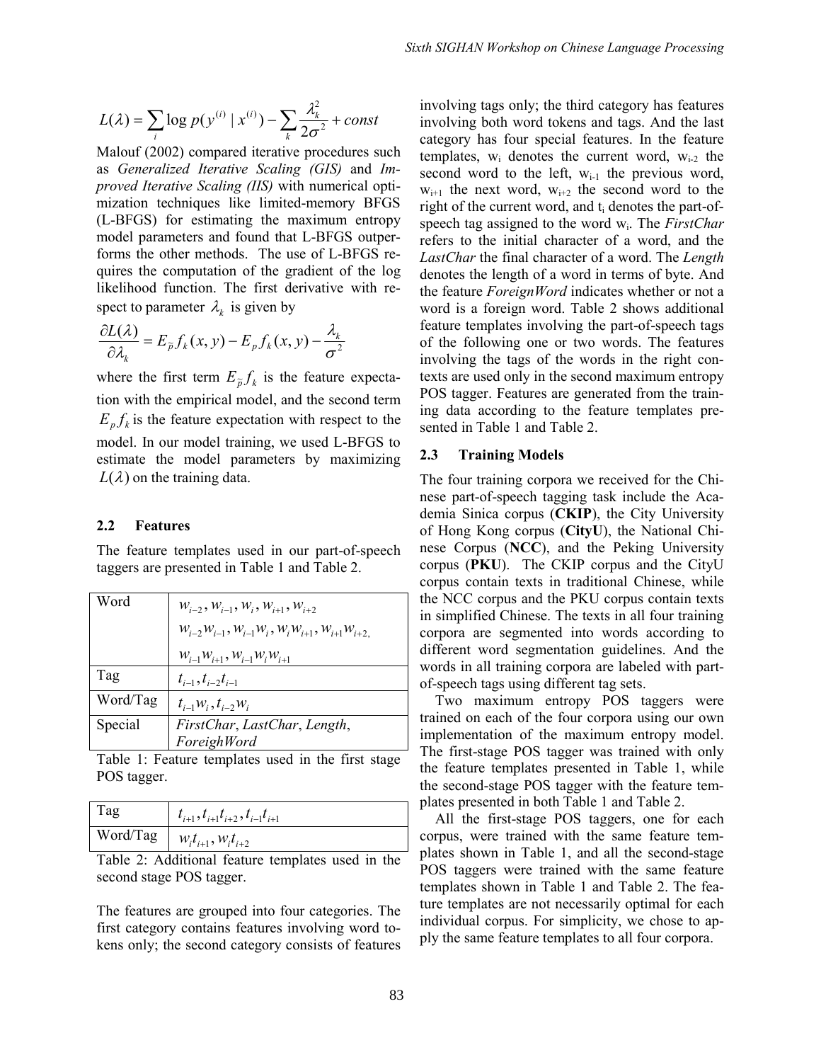$$L(\lambda) = \sum_i \log p(y^{(i)} \mid x^{(i)}) - \sum_k \frac{\lambda_k^2}{2\sigma^2} + const$$

Malouf (2002) compared iterative procedures such as *Generalized Iterative Scaling (GIS)* and *Improved Iterative Scaling (IIS)* with numerical optimization techniques like limited-memory BFGS (L-BFGS) for estimating the maximum entropy model parameters and found that L-BFGS outperforms the other methods. The use of L-BFGS requires the computation of the gradient of the log likelihood function. The first derivative with respect to parameter $\lambda_k$ is given by

$$\frac{\partial L(\lambda)}{\partial \lambda_k} = E_{\tilde{p}} f_k(x, y) - E_p f_k(x, y) - \frac{\lambda_k}{\sigma^2}$$

where the first term $E_{\tilde{p}} f_k$ is the feature expectation with the empirical model, and the second term $E_p f_k$ is the feature expectation with respect to the model. In our model training, we used L-BFGS to estimate the model parameters by maximizing $L(\lambda)$ on the training data.

## 2.2 Features

The feature templates used in our part-of-speech taggers are presented in Table 1 and Table 2.

| | |
|---|---|
| Word | $w_{i-2}, w_{i-1}, w_i, w_{i+1}, w_{i+2}$ <br> $w_{i-2}w_{i-1}, w_{i-1}w_i, w_iw_{i+1}, w_{i+1}w_{i+2},$ <br> $w_{i-1}w_{i+1}, w_{i-1}w_iw_{i+1}$ |
| Tag | $t_{i-1}, t_{i-2}t_{i-1}$ |
| Word/Tag | $t_{i-1}w_i, t_{i-2}w_i$ |
| Special | *FirstChar*, *LastChar*, *Length*, *ForeighWord* |

Table 1: Feature templates used in the first stage POS tagger.

| | |
|---|---|
| Tag | $t_{i+1}, t_{i+1}t_{i+2}, t_{i-1}t_{i+1}$ |
| Word/Tag | $w_it_{i+1}, w_it_{i+2}$ |

Table 2: Additional feature templates used in the second stage POS tagger.

The features are grouped into four categories. The first category contains features involving word tokens only; the second category consists of features involving tags only; the third category has features involving both word tokens and tags. And the last category has four special features. In the feature templates, $w_i$ denotes the current word, $w_{i-2}$ the second word to the left, $w_{i-1}$ the previous word, $w_{i+1}$ the next word, $w_{i+2}$ the second word to the right of the current word, and $t_i$ denotes the part-of-speech tag assigned to the word $w_i$. The *FirstChar* refers to the initial character of a word, and the *LastChar* the final character of a word. The *Length* denotes the length of a word in terms of byte. And the feature *ForeignWord* indicates whether or not a word is a foreign word. Table 2 shows additional feature templates involving the part-of-speech tags of the following one or two words. The features involving the tags of the words in the right contexts are used only in the second maximum entropy POS tagger. Features are generated from the training data according to the feature templates presented in Table 1 and Table 2.

## 2.3 Training Models

The four training corpora we received for the Chinese part-of-speech tagging task include the Academia Sinica corpus (**CKIP**), the City University of Hong Kong corpus (**CityU**), the National Chinese Corpus (**NCC**), and the Peking University corpus (**PKU**). The CKIP corpus and the CityU corpus contain texts in traditional Chinese, while the NCC corpus and the PKU corpus contain texts in simplified Chinese. The texts in all four training corpora are segmented into words according to different word segmentation guidelines. And the words in all training corpora are labeled with part-of-speech tags using different tag sets.

Two maximum entropy POS taggers were trained on each of the four corpora using our own implementation of the maximum entropy model. The first-stage POS tagger was trained with only the feature templates presented in Table 1, while the second-stage POS tagger with the feature templates presented in both Table 1 and Table 2.

All the first-stage POS taggers, one for each corpus, were trained with the same feature templates shown in Table 1, and all the second-stage POS taggers were trained with the same feature templates shown in Table 1 and Table 2. The feature templates are not necessarily optimal for each individual corpus. For simplicity, we chose to apply the same feature templates to all four corpora.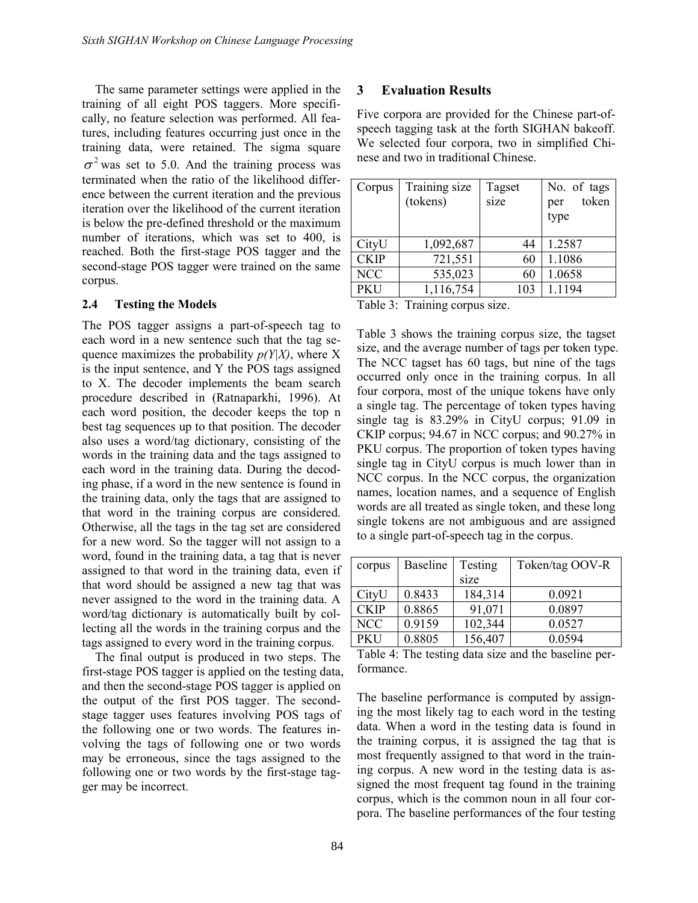The same parameter settings were applied in the training of all eight POS taggers. More specifically, no feature selection was performed. All features, including features occurring just once in the training data, were retained. The sigma square $\sigma^2$ was set to 5.0. And the training process was terminated when the ratio of the likelihood difference between the current iteration and the previous iteration over the likelihood of the current iteration is below the pre-defined threshold or the maximum number of iterations, which was set to 400, is reached. Both the first-stage POS tagger and the second-stage POS tagger were trained on the same corpus.

### 2.4 Testing the Models

The POS tagger assigns a part-of-speech tag to each word in a new sentence such that the tag sequence maximizes the probability *p(Y|X)*, where X is the input sentence, and Y the POS tags assigned to X. The decoder implements the beam search procedure described in (Ratnaparkhi, 1996). At each word position, the decoder keeps the top n best tag sequences up to that position. The decoder also uses a word/tag dictionary, consisting of the words in the training data and the tags assigned to each word in the training data. During the decoding phase, if a word in the new sentence is found in the training data, only the tags that are assigned to that word in the training corpus are considered. Otherwise, all the tags in the tag set are considered for a new word. So the tagger will not assign to a word, found in the training data, a tag that is never assigned to that word in the training data, even if that word should be assigned a new tag that was never assigned to the word in the training data. A word/tag dictionary is automatically built by collecting all the words in the training corpus and the tags assigned to every word in the training corpus.

The final output is produced in two steps. The first-stage POS tagger is applied on the testing data, and then the second-stage POS tagger is applied on the output of the first POS tagger. The second-stage tagger uses features involving POS tags of the following one or two words. The features involving the tags of following one or two words may be erroneous, since the tags assigned to the following one or two words by the first-stage tagger may be incorrect.

## 3 Evaluation Results

Five corpora are provided for the Chinese part-of-speech tagging task at the forth SIGHAN bakeoff. We selected four corpora, two in simplified Chinese and two in traditional Chinese.

| Corpus | Training size (tokens) | Tagset size | No. of tags per token type |
|---|---|---|---|
| CityU | 1,092,687 | 44 | 1.2587 |
| CKIP | 721,551 | 60 | 1.1086 |
| NCC | 535,023 | 60 | 1.0658 |
| PKU | 1,116,754 | 103 | 1.1194 |

Table 3: Training corpus size.

Table 3 shows the training corpus size, the tagset size, and the average number of tags per token type. The NCC tagset has 60 tags, but nine of the tags occurred only once in the training corpus. In all four corpora, most of the unique tokens have only a single tag. The percentage of token types having single tag is 83.29% in CityU corpus; 91.09 in CKIP corpus; 94.67 in NCC corpus; and 90.27% in PKU corpus. The proportion of token types having single tag in CityU corpus is much lower than in NCC corpus. In the NCC corpus, the organization names, location names, and a sequence of English words are all treated as single token, and these long single tokens are not ambiguous and are assigned to a single part-of-speech tag in the corpus.

| corpus | Baseline | Testing size | Token/tag OOV-R |
|---|---|---|---|
| CityU | 0.8433 | 184,314 | 0.0921 |
| CKIP | 0.8865 | 91,071 | 0.0897 |
| NCC | 0.9159 | 102,344 | 0.0527 |
| PKU | 0.8805 | 156,407 | 0.0594 |

Table 4: The testing data size and the baseline performance.

The baseline performance is computed by assigning the most likely tag to each word in the testing data. When a word in the testing data is found in the training corpus, it is assigned the tag that is most frequently assigned to that word in the training corpus. A new word in the testing data is assigned the most frequent tag found in the training corpus, which is the common noun in all four corpora. The baseline performances of the four testing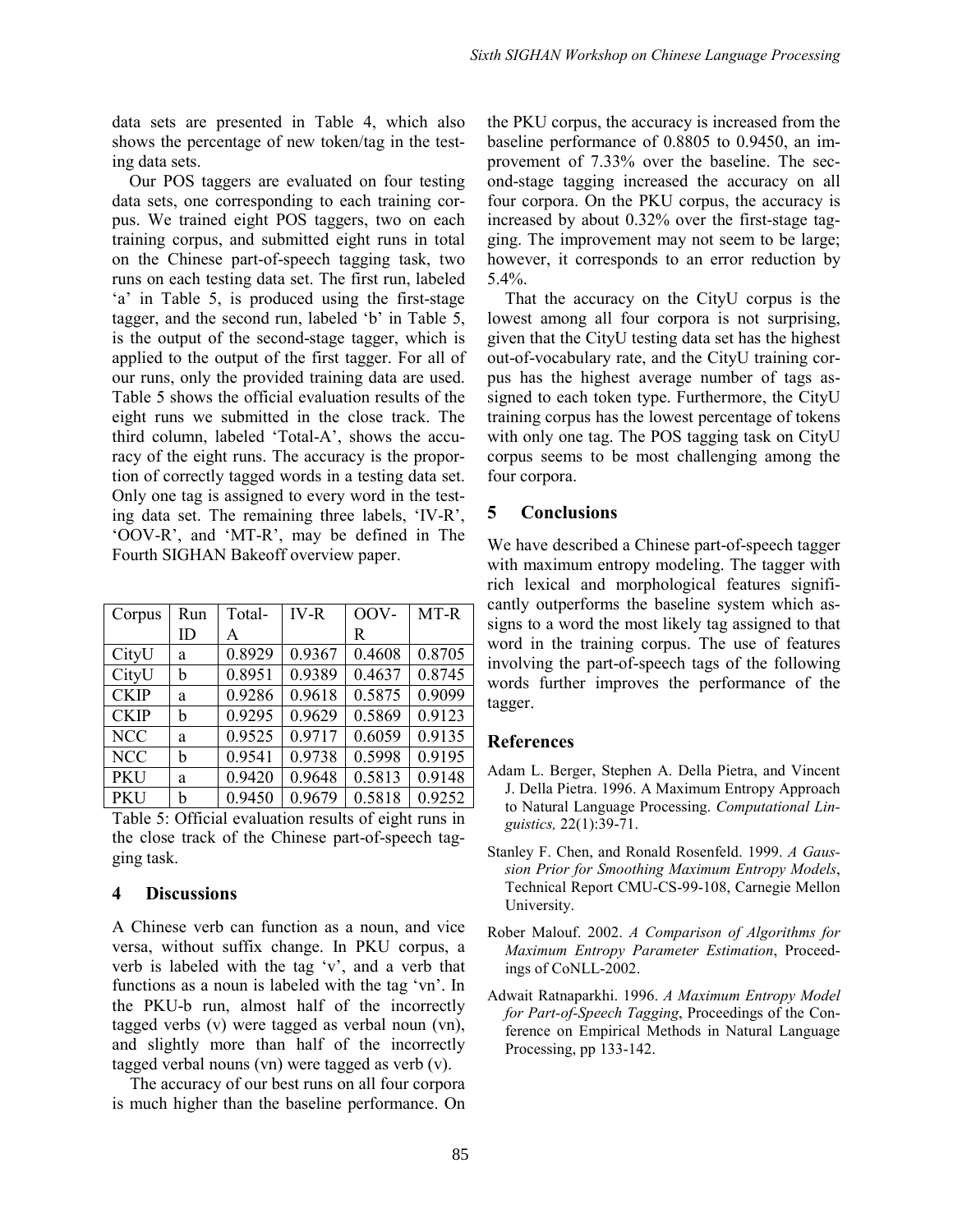data sets are presented in Table 4, which also shows the percentage of new token/tag in the testing data sets.

Our POS taggers are evaluated on four testing data sets, one corresponding to each training corpus. We trained eight POS taggers, two on each training corpus, and submitted eight runs in total on the Chinese part-of-speech tagging task, two runs on each testing data set. The first run, labeled 'a' in Table 5, is produced using the first-stage tagger, and the second run, labeled 'b' in Table 5, is the output of the second-stage tagger, which is applied to the output of the first tagger. For all of our runs, only the provided training data are used. Table 5 shows the official evaluation results of the eight runs we submitted in the close track. The third column, labeled 'Total-A', shows the accuracy of the eight runs. The accuracy is the proportion of correctly tagged words in a testing data set. Only one tag is assigned to every word in the testing data set. The remaining three labels, 'IV-R', 'OOV-R', and 'MT-R', may be defined in The Fourth SIGHAN Bakeoff overview paper.

| Corpus | Run ID | Total-A | IV-R | OOV-R | MT-R |
| --- | --- | --- | --- | --- | --- |
| CityU | a | 0.8929 | 0.9367 | 0.4608 | 0.8705 |
| CityU | b | 0.8951 | 0.9389 | 0.4637 | 0.8745 |
| CKIP | a | 0.9286 | 0.9618 | 0.5875 | 0.9099 |
| CKIP | b | 0.9295 | 0.9629 | 0.5869 | 0.9123 |
| NCC | a | 0.9525 | 0.9717 | 0.6059 | 0.9135 |
| NCC | b | 0.9541 | 0.9738 | 0.5998 | 0.9195 |
| PKU | a | 0.9420 | 0.9648 | 0.5813 | 0.9148 |
| PKU | b | 0.9450 | 0.9679 | 0.5818 | 0.9252 |

Table 5: Official evaluation results of eight runs in the close track of the Chinese part-of-speech tagging task.

## 4 Discussions

A Chinese verb can function as a noun, and vice versa, without suffix change. In PKU corpus, a verb is labeled with the tag 'v', and a verb that functions as a noun is labeled with the tag 'vn'. In the PKU-b run, almost half of the incorrectly tagged verbs (v) were tagged as verbal noun (vn), and slightly more than half of the incorrectly tagged verbal nouns (vn) were tagged as verb (v).

The accuracy of our best runs on all four corpora is much higher than the baseline performance. On the PKU corpus, the accuracy is increased from the baseline performance of 0.8805 to 0.9450, an improvement of 7.33% over the baseline. The second-stage tagging increased the accuracy on all four corpora. On the PKU corpus, the accuracy is increased by about 0.32% over the first-stage tagging. The improvement may not seem to be large; however, it corresponds to an error reduction by 5.4%.

That the accuracy on the CityU corpus is the lowest among all four corpora is not surprising, given that the CityU testing data set has the highest out-of-vocabulary rate, and the CityU training corpus has the highest average number of tags assigned to each token type. Furthermore, the CityU training corpus has the lowest percentage of tokens with only one tag. The POS tagging task on CityU corpus seems to be most challenging among the four corpora.

## 5 Conclusions

We have described a Chinese part-of-speech tagger with maximum entropy modeling. The tagger with rich lexical and morphological features significantly outperforms the baseline system which assigns to a word the most likely tag assigned to that word in the training corpus. The use of features involving the part-of-speech tags of the following words further improves the performance of the tagger.

## References

Adam L. Berger, Stephen A. Della Pietra, and Vincent J. Della Pietra. 1996. A Maximum Entropy Approach to Natural Language Processing. *Computational Linguistics,* 22(1):39-71.

Stanley F. Chen, and Ronald Rosenfeld. 1999. *A Gaussion Prior for Smoothing Maximum Entropy Models*, Technical Report CMU-CS-99-108, Carnegie Mellon University.

Rober Malouf. 2002. *A Comparison of Algorithms for Maximum Entropy Parameter Estimation*, Proceedings of CoNLL-2002.

Adwait Ratnaparkhi. 1996. *A Maximum Entropy Model for Part-of-Speech Tagging*, Proceedings of the Conference on Empirical Methods in Natural Language Processing, pp 133-142.